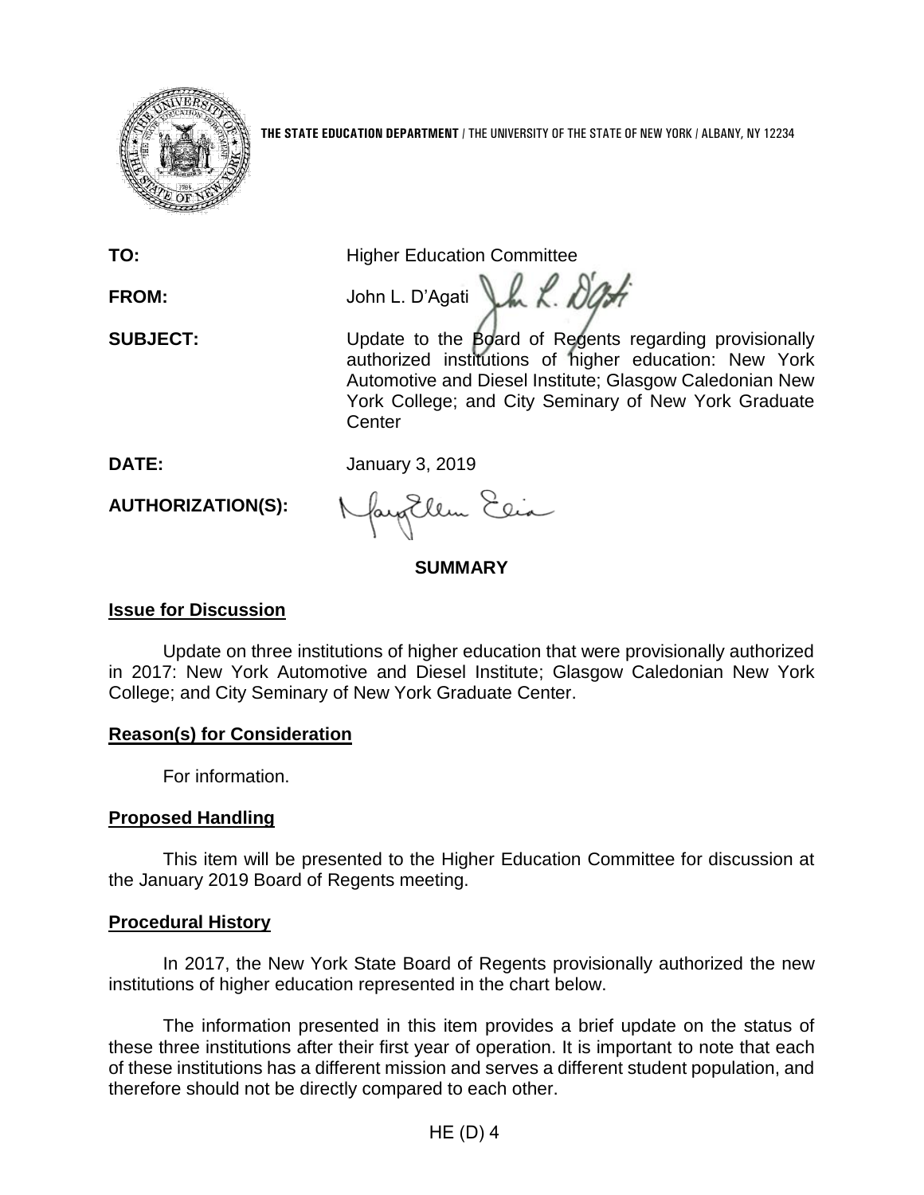**THE STATE EDUCATION DEPARTMENT** / THE UNIVERSITY OF THE STATE OF NEW YORK / ALBANY, NY 12234

**TO:** Higher Education Committee

**FROM:** John L. D'Agati

**SUBJECT:** Update to the Board of Regents regarding provisionally authorized institutions of higher education: New York Automotive and Diesel Institute; Glasgow Caledonian New York College; and City Seminary of New York Graduate Center

**DATE:** January 3, 2019

**AUTHORIZATION(S):**

## SUMMARY

### Issue for Discussion

Update on three institutions of higher education that were provisionally authorized in 2017: New York Automotive and Diesel Institute; Glasgow Caledonian New York College; and City Seminary of New York Graduate Center.

### Reason(s) for Consideration

For information.

### Proposed Handling

This item will be presented to the Higher Education Committee for discussion at the January 2019 Board of Regents meeting.

### Procedural History

In 2017, the New York State Board of Regents provisionally authorized the new institutions of higher education represented in the chart below.

The information presented in this item provides a brief update on the status of these three institutions after their first year of operation. It is important to note that each of these institutions has a different mission and serves a different student population, and therefore should not be directly compared to each other.

HE (D) 4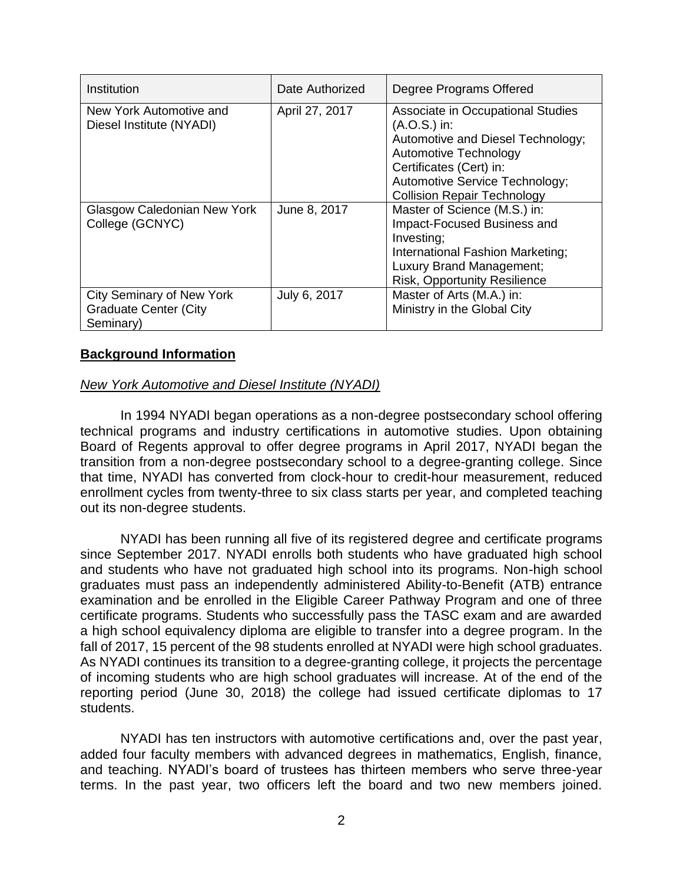| Institution | Date Authorized | Degree Programs Offered |
|---|---|---|
| New York Automotive and Diesel Institute (NYADI) | April 27, 2017 | Associate in Occupational Studies (A.O.S.) in: Automotive and Diesel Technology; Automotive Technology Certificates (Cert) in: Automotive Service Technology; Collision Repair Technology |
| Glasgow Caledonian New York College (GCNYC) | June 8, 2017 | Master of Science (M.S.) in: Impact-Focused Business and Investing; International Fashion Marketing; Luxury Brand Management; Risk, Opportunity Resilience |
| City Seminary of New York Graduate Center (City Seminary) | July 6, 2017 | Master of Arts (M.A.) in: Ministry in the Global City |

## Background Information

### *New York Automotive and Diesel Institute (NYADI)*

In 1994 NYADI began operations as a non-degree postsecondary school offering technical programs and industry certifications in automotive studies. Upon obtaining Board of Regents approval to offer degree programs in April 2017, NYADI began the transition from a non-degree postsecondary school to a degree-granting college. Since that time, NYADI has converted from clock-hour to credit-hour measurement, reduced enrollment cycles from twenty-three to six class starts per year, and completed teaching out its non-degree students.

NYADI has been running all five of its registered degree and certificate programs since September 2017. NYADI enrolls both students who have graduated high school and students who have not graduated high school into its programs. Non-high school graduates must pass an independently administered Ability-to-Benefit (ATB) entrance examination and be enrolled in the Eligible Career Pathway Program and one of three certificate programs. Students who successfully pass the TASC exam and are awarded a high school equivalency diploma are eligible to transfer into a degree program. In the fall of 2017, 15 percent of the 98 students enrolled at NYADI were high school graduates. As NYADI continues its transition to a degree-granting college, it projects the percentage of incoming students who are high school graduates will increase. At of the end of the reporting period (June 30, 2018) the college had issued certificate diplomas to 17 students.

NYADI has ten instructors with automotive certifications and, over the past year, added four faculty members with advanced degrees in mathematics, English, finance, and teaching. NYADI's board of trustees has thirteen members who serve three-year terms. In the past year, two officers left the board and two new members joined.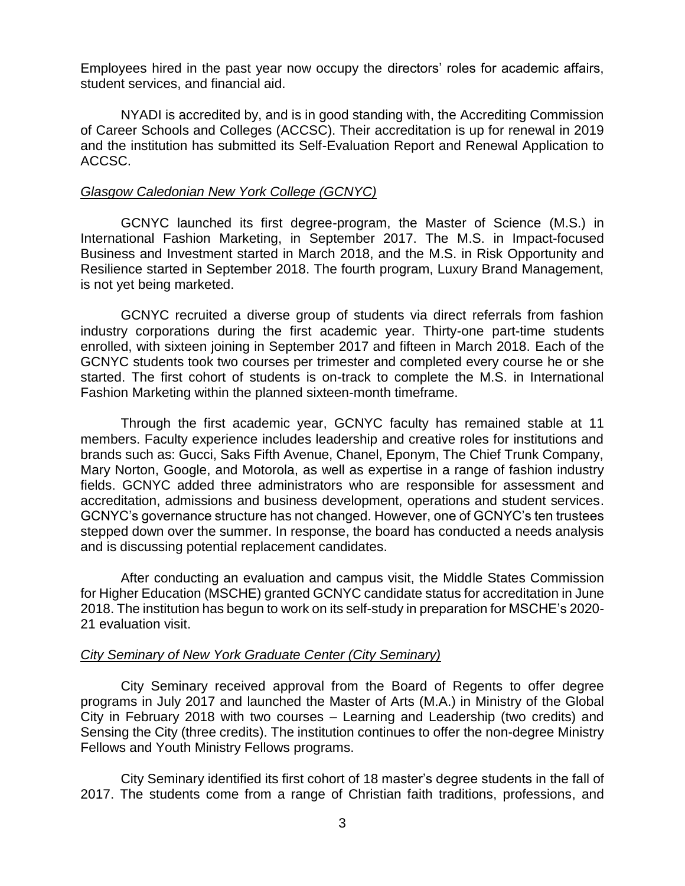Employees hired in the past year now occupy the directors' roles for academic affairs, student services, and financial aid.

NYADI is accredited by, and is in good standing with, the Accrediting Commission of Career Schools and Colleges (ACCSC). Their accreditation is up for renewal in 2019 and the institution has submitted its Self-Evaluation Report and Renewal Application to ACCSC.

*Glasgow Caledonian New York College (GCNYC)*

GCNYC launched its first degree-program, the Master of Science (M.S.) in International Fashion Marketing, in September 2017. The M.S. in Impact-focused Business and Investment started in March 2018, and the M.S. in Risk Opportunity and Resilience started in September 2018. The fourth program, Luxury Brand Management, is not yet being marketed.

GCNYC recruited a diverse group of students via direct referrals from fashion industry corporations during the first academic year. Thirty-one part-time students enrolled, with sixteen joining in September 2017 and fifteen in March 2018. Each of the GCNYC students took two courses per trimester and completed every course he or she started. The first cohort of students is on-track to complete the M.S. in International Fashion Marketing within the planned sixteen-month timeframe.

Through the first academic year, GCNYC faculty has remained stable at 11 members. Faculty experience includes leadership and creative roles for institutions and brands such as: Gucci, Saks Fifth Avenue, Chanel, Eponym, The Chief Trunk Company, Mary Norton, Google, and Motorola, as well as expertise in a range of fashion industry fields. GCNYC added three administrators who are responsible for assessment and accreditation, admissions and business development, operations and student services. GCNYC's governance structure has not changed. However, one of GCNYC's ten trustees stepped down over the summer. In response, the board has conducted a needs analysis and is discussing potential replacement candidates.

After conducting an evaluation and campus visit, the Middle States Commission for Higher Education (MSCHE) granted GCNYC candidate status for accreditation in June 2018. The institution has begun to work on its self-study in preparation for MSCHE's 2020-21 evaluation visit.

*City Seminary of New York Graduate Center (City Seminary)*

City Seminary received approval from the Board of Regents to offer degree programs in July 2017 and launched the Master of Arts (M.A.) in Ministry of the Global City in February 2018 with two courses – Learning and Leadership (two credits) and Sensing the City (three credits). The institution continues to offer the non-degree Ministry Fellows and Youth Ministry Fellows programs.

City Seminary identified its first cohort of 18 master's degree students in the fall of 2017. The students come from a range of Christian faith traditions, professions, and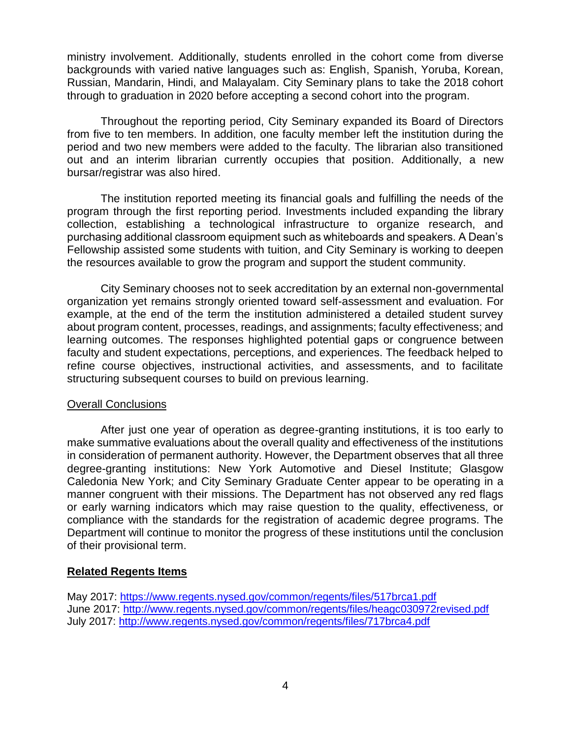ministry involvement. Additionally, students enrolled in the cohort come from diverse backgrounds with varied native languages such as: English, Spanish, Yoruba, Korean, Russian, Mandarin, Hindi, and Malayalam. City Seminary plans to take the 2018 cohort through to graduation in 2020 before accepting a second cohort into the program.

Throughout the reporting period, City Seminary expanded its Board of Directors from five to ten members. In addition, one faculty member left the institution during the period and two new members were added to the faculty. The librarian also transitioned out and an interim librarian currently occupies that position. Additionally, a new bursar/registrar was also hired.

The institution reported meeting its financial goals and fulfilling the needs of the program through the first reporting period. Investments included expanding the library collection, establishing a technological infrastructure to organize research, and purchasing additional classroom equipment such as whiteboards and speakers. A Dean's Fellowship assisted some students with tuition, and City Seminary is working to deepen the resources available to grow the program and support the student community.

City Seminary chooses not to seek accreditation by an external non-governmental organization yet remains strongly oriented toward self-assessment and evaluation. For example, at the end of the term the institution administered a detailed student survey about program content, processes, readings, and assignments; faculty effectiveness; and learning outcomes. The responses highlighted potential gaps or congruence between faculty and student expectations, perceptions, and experiences. The feedback helped to refine course objectives, instructional activities, and assessments, and to facilitate structuring subsequent courses to build on previous learning.

Overall Conclusions

After just one year of operation as degree-granting institutions, it is too early to make summative evaluations about the overall quality and effectiveness of the institutions in consideration of permanent authority. However, the Department observes that all three degree-granting institutions: New York Automotive and Diesel Institute; Glasgow Caledonia New York; and City Seminary Graduate Center appear to be operating in a manner congruent with their missions. The Department has not observed any red flags or early warning indicators which may raise question to the quality, effectiveness, or compliance with the standards for the registration of academic degree programs. The Department will continue to monitor the progress of these institutions until the conclusion of their provisional term.

## Related Regents Items

May 2017: https://www.regents.nysed.gov/common/regents/files/517brca1.pdf
June 2017: http://www.regents.nysed.gov/common/regents/files/heagc030972revised.pdf
July 2017: http://www.regents.nysed.gov/common/regents/files/717brca4.pdf